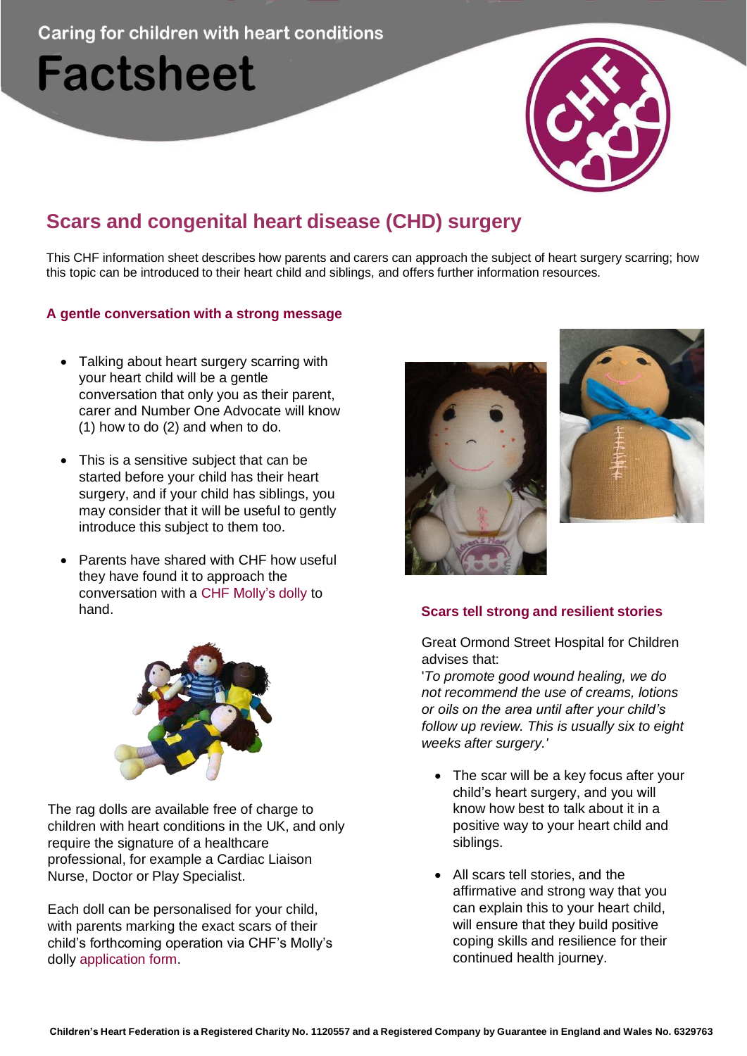Caring for children with heart conditions

# Factsheet

## Scars and congenital heart disease (CHD) surgery

This CHF information sheet describes how parents and carers can approach the subject of heart surgery scarring; how this topic can be introduced to their heart child and siblings, and offers further information resources.

### A gentle conversation with a strong message

- Talking about heart surgery scarring with your heart child will be a gentle conversation that only you as their parent, carer and Number One Advocate will know (1) how to do (2) and when to do.
- This is a sensitive subject that can be started before your child has their heart surgery, and if your child has siblings, you may consider that it will be useful to gently introduce this subject to them too.
- Parents have shared with CHF how useful they have found it to approach the conversation with a CHF Molly's dolly to hand.

The rag dolls are available free of charge to children with heart conditions in the UK, and only require the signature of a healthcare professional, for example a Cardiac Liaison Nurse, Doctor or Play Specialist.

Each doll can be personalised for your child, with parents marking the exact scars of their child's forthcoming operation via CHF's Molly's dolly application form.

### Scars tell strong and resilient stories

Great Ormond Street Hospital for Children advises that:
'*To promote good wound healing, we do not recommend the use of creams, lotions or oils on the area until after your child's follow up review. This is usually six to eight weeks after surgery.*'

- The scar will be a key focus after your child's heart surgery, and you will know how best to talk about it in a positive way to your heart child and siblings.
- All scars tell stories, and the affirmative and strong way that you can explain this to your heart child, will ensure that they build positive coping skills and resilience for their continued health journey.

**Children's Heart Federation is a Registered Charity No. 1120557 and a Registered Company by Guarantee in England and Wales No. 6329763**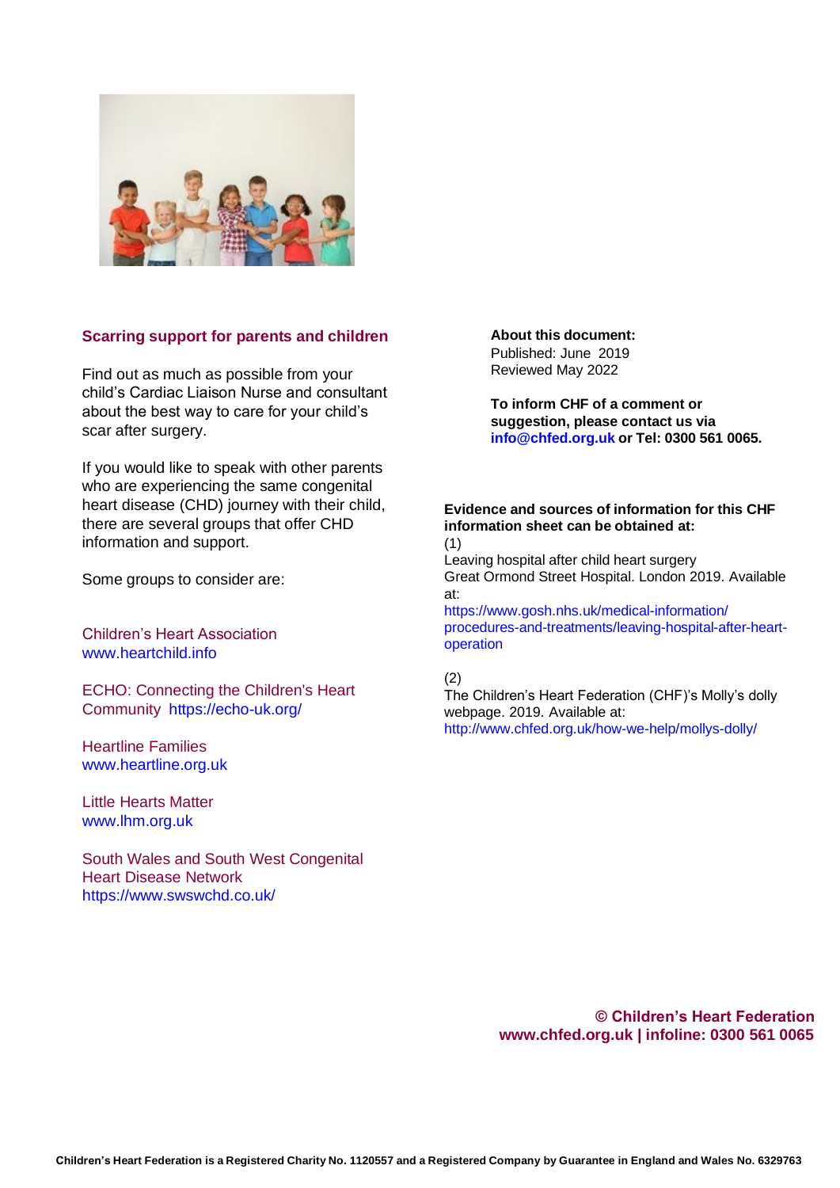## Scarring support for parents and children

Find out as much as possible from your child's Cardiac Liaison Nurse and consultant about the best way to care for your child's scar after surgery.

If you would like to speak with other parents who are experiencing the same congenital heart disease (CHD) journey with their child, there are several groups that offer CHD information and support.

Some groups to consider are:

Children's Heart Association
www.heartchild.info

ECHO: Connecting the Children's Heart Community https://echo-uk.org/

Heartline Families
www.heartline.org.uk

Little Hearts Matter
www.lhm.org.uk

South Wales and South West Congenital Heart Disease Network
https://www.swswchd.co.uk/

**About this document:**
Published: June 2019
Reviewed May 2022

**To inform CHF of a comment or suggestion, please contact us via info@chfed.org.uk or Tel: 0300 561 0065.**

**Evidence and sources of information for this CHF information sheet can be obtained at:**

(1)
Leaving hospital after child heart surgery
Great Ormond Street Hospital. London 2019. Available at:
https://www.gosh.nhs.uk/medical-information/procedures-and-treatments/leaving-hospital-after-heart-operation

(2)
The Children's Heart Federation (CHF)'s Molly's dolly webpage. 2019. Available at:
http://www.chfed.org.uk/how-we-help/mollys-dolly/

**© Children's Heart Federation**
**www.chfed.org.uk | infoline: 0300 561 0065**

**Children's Heart Federation is a Registered Charity No. 1120557 and a Registered Company by Guarantee in England and Wales No. 6329763**